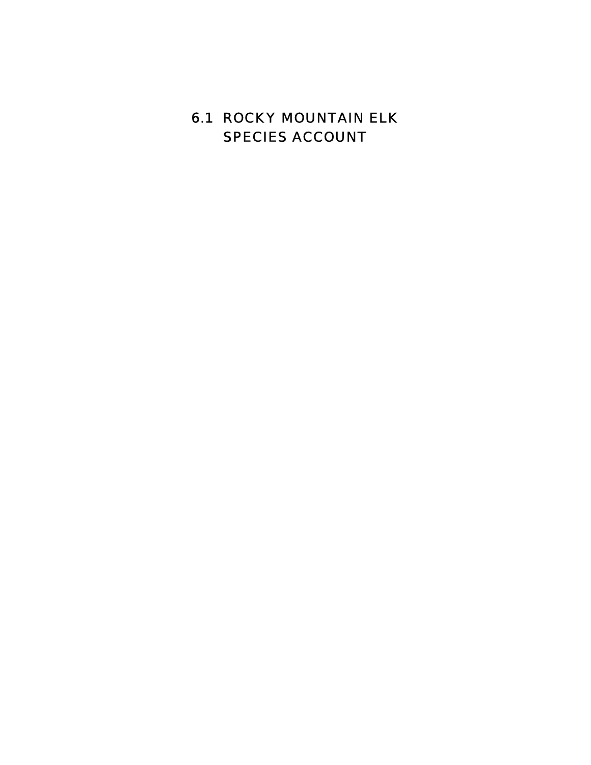# 6.1 ROCKY MOUNTAIN ELK SPECIES ACCOUNT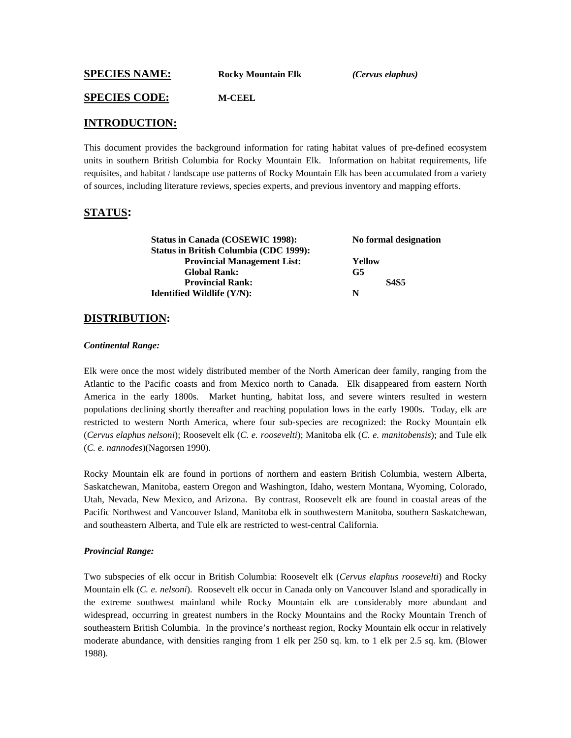**SPECIES NAME:** **Rocky Mountain Elk** ***(Cervus elaphus)***

**SPECIES CODE:** **M-CEEL**

## INTRODUCTION:

This document provides the background information for rating habitat values of pre-defined ecosystem units in southern British Columbia for Rocky Mountain Elk. Information on habitat requirements, life requisites, and habitat / landscape use patterns of Rocky Mountain Elk has been accumulated from a variety of sources, including literature reviews, species experts, and previous inventory and mapping efforts.

## STATUS:

| | |
|---|---|
| **Status in Canada (COSEWIC 1998):** | **No formal designation** |
| **Status in British Columbia (CDC 1999):** | |
| **Provincial Management List:** | **Yellow** |
| **Global Rank:** | **G5** |
| **Provincial Rank:** | **S4S5** |
| **Identified Wildlife (Y/N):** | **N** |

## DISTRIBUTION:

### *Continental Range:*

Elk were once the most widely distributed member of the North American deer family, ranging from the Atlantic to the Pacific coasts and from Mexico north to Canada. Elk disappeared from eastern North America in the early 1800s. Market hunting, habitat loss, and severe winters resulted in western populations declining shortly thereafter and reaching population lows in the early 1900s. Today, elk are restricted to western North America, where four sub-species are recognized: the Rocky Mountain elk (*Cervus elaphus nelsoni*); Roosevelt elk (*C. e. roosevelti*); Manitoba elk (*C. e. manitobensis*); and Tule elk (*C. e. nannodes*)(Nagorsen 1990).

Rocky Mountain elk are found in portions of northern and eastern British Columbia, western Alberta, Saskatchewan, Manitoba, eastern Oregon and Washington, Idaho, western Montana, Wyoming, Colorado, Utah, Nevada, New Mexico, and Arizona. By contrast, Roosevelt elk are found in coastal areas of the Pacific Northwest and Vancouver Island, Manitoba elk in southwestern Manitoba, southern Saskatchewan, and southeastern Alberta, and Tule elk are restricted to west-central California.

### *Provincial Range:*

Two subspecies of elk occur in British Columbia: Roosevelt elk (*Cervus elaphus roosevelti*) and Rocky Mountain elk (*C. e. nelsoni*). Roosevelt elk occur in Canada only on Vancouver Island and sporadically in the extreme southwest mainland while Rocky Mountain elk are considerably more abundant and widespread, occurring in greatest numbers in the Rocky Mountains and the Rocky Mountain Trench of southeastern British Columbia. In the province's northeast region, Rocky Mountain elk occur in relatively moderate abundance, with densities ranging from 1 elk per 250 sq. km. to 1 elk per 2.5 sq. km. (Blower 1988).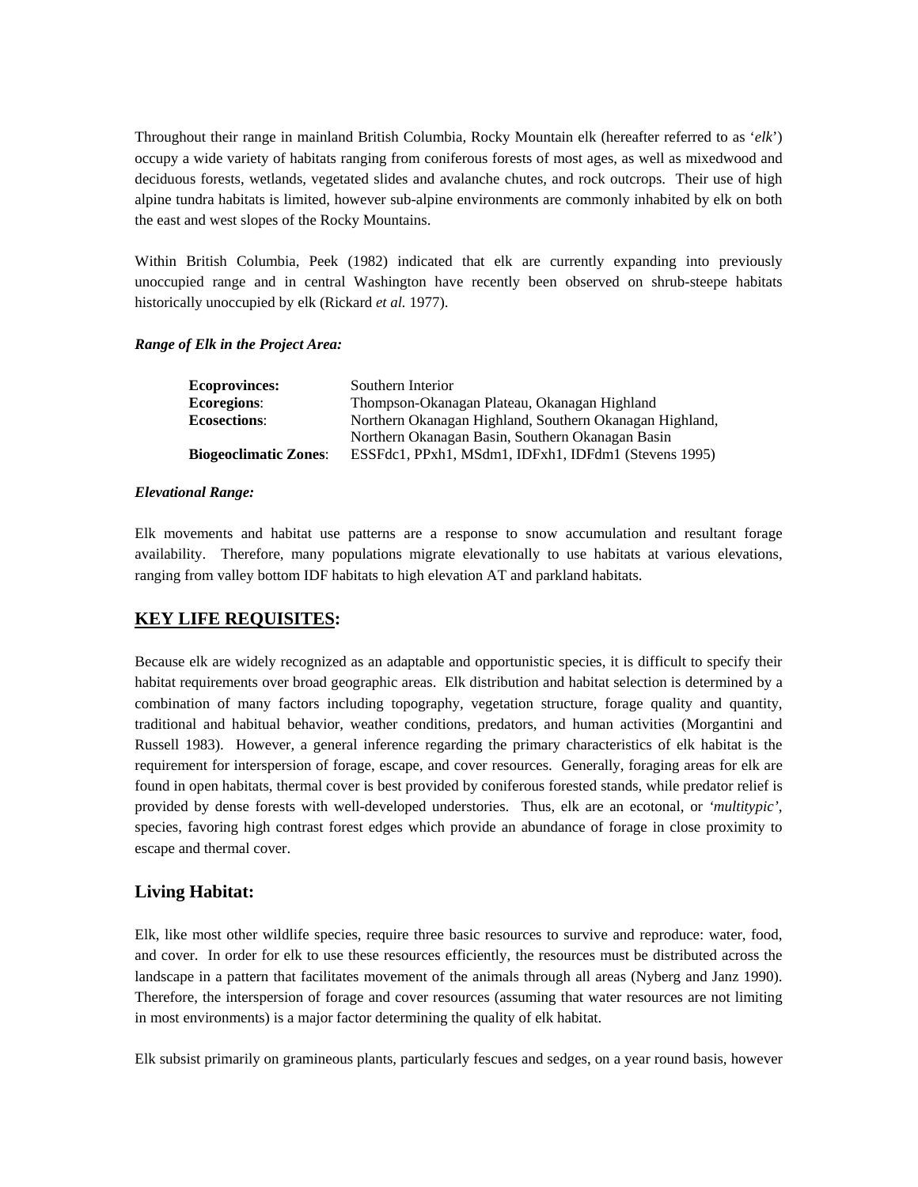Throughout their range in mainland British Columbia, Rocky Mountain elk (hereafter referred to as '*elk*') occupy a wide variety of habitats ranging from coniferous forests of most ages, as well as mixedwood and deciduous forests, wetlands, vegetated slides and avalanche chutes, and rock outcrops. Their use of high alpine tundra habitats is limited, however sub-alpine environments are commonly inhabited by elk on both the east and west slopes of the Rocky Mountains.

Within British Columbia, Peek (1982) indicated that elk are currently expanding into previously unoccupied range and in central Washington have recently been observed on shrub-steepe habitats historically unoccupied by elk (Rickard *et al.* 1977).

***Range of Elk in the Project Area:***

| | |
|---|---|
| **Ecoprovinces**: | Southern Interior |
| **Ecoregions**: | Thompson-Okanagan Plateau, Okanagan Highland |
| **Ecosections**: | Northern Okanagan Highland, Southern Okanagan Highland, Northern Okanagan Basin, Southern Okanagan Basin |
| **Biogeoclimatic Zones**: | ESSFdc1, PPxh1, MSdm1, IDFxh1, IDFdm1 (Stevens 1995) |

***Elevational Range:***

Elk movements and habitat use patterns are a response to snow accumulation and resultant forage availability. Therefore, many populations migrate elevationally to use habitats at various elevations, ranging from valley bottom IDF habitats to high elevation AT and parkland habitats.

## **KEY LIFE REQUISITES:**

Because elk are widely recognized as an adaptable and opportunistic species, it is difficult to specify their habitat requirements over broad geographic areas. Elk distribution and habitat selection is determined by a combination of many factors including topography, vegetation structure, forage quality and quantity, traditional and habitual behavior, weather conditions, predators, and human activities (Morgantini and Russell 1983). However, a general inference regarding the primary characteristics of elk habitat is the requirement for interspersion of forage, escape, and cover resources. Generally, foraging areas for elk are found in open habitats, thermal cover is best provided by coniferous forested stands, while predator relief is provided by dense forests with well-developed understories. Thus, elk are an ecotonal, or *'multitypic'*, species, favoring high contrast forest edges which provide an abundance of forage in close proximity to escape and thermal cover.

### Living Habitat:

Elk, like most other wildlife species, require three basic resources to survive and reproduce: water, food, and cover. In order for elk to use these resources efficiently, the resources must be distributed across the landscape in a pattern that facilitates movement of the animals through all areas (Nyberg and Janz 1990). Therefore, the interspersion of forage and cover resources (assuming that water resources are not limiting in most environments) is a major factor determining the quality of elk habitat.

Elk subsist primarily on gramineous plants, particularly fescues and sedges, on a year round basis, however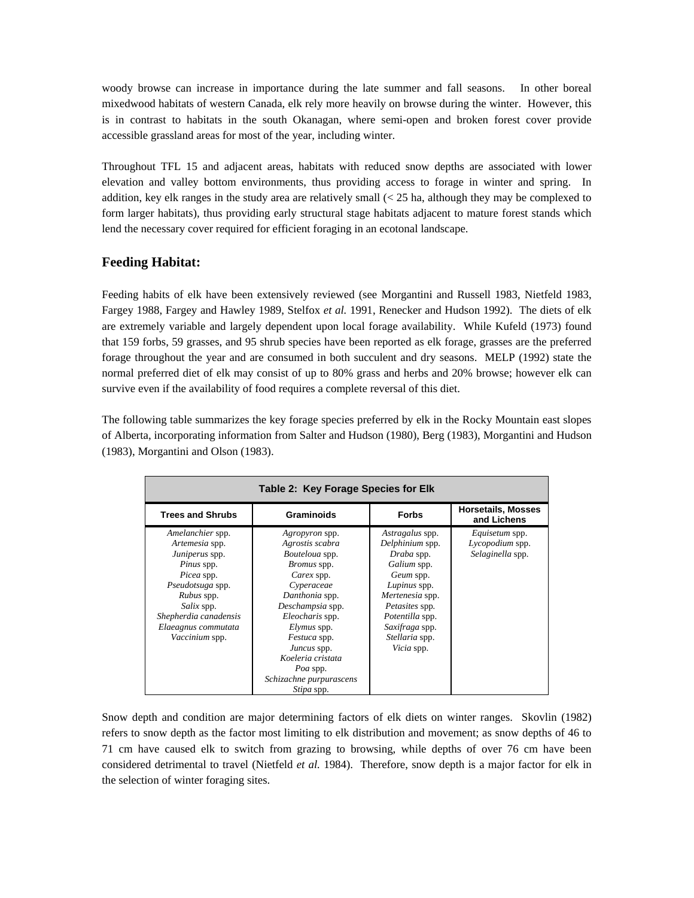woody browse can increase in importance during the late summer and fall seasons. In other boreal mixedwood habitats of western Canada, elk rely more heavily on browse during the winter. However, this is in contrast to habitats in the south Okanagan, where semi-open and broken forest cover provide accessible grassland areas for most of the year, including winter.

Throughout TFL 15 and adjacent areas, habitats with reduced snow depths are associated with lower elevation and valley bottom environments, thus providing access to forage in winter and spring. In addition, key elk ranges in the study area are relatively small (< 25 ha, although they may be complexed to form larger habitats), thus providing early structural stage habitats adjacent to mature forest stands which lend the necessary cover required for efficient foraging in an ecotonal landscape.

## Feeding Habitat:

Feeding habits of elk have been extensively reviewed (see Morgantini and Russell 1983, Nietfeld 1983, Fargey 1988, Fargey and Hawley 1989, Stelfox *et al.* 1991, Renecker and Hudson 1992). The diets of elk are extremely variable and largely dependent upon local forage availability. While Kufeld (1973) found that 159 forbs, 59 grasses, and 95 shrub species have been reported as elk forage, grasses are the preferred forage throughout the year and are consumed in both succulent and dry seasons. MELP (1992) state the normal preferred diet of elk may consist of up to 80% grass and herbs and 20% browse; however elk can survive even if the availability of food requires a complete reversal of this diet.

The following table summarizes the key forage species preferred by elk in the Rocky Mountain east slopes of Alberta, incorporating information from Salter and Hudson (1980), Berg (1983), Morgantini and Hudson (1983), Morgantini and Olson (1983).

**Table 2: Key Forage Species for Elk**

| Trees and Shrubs | Graminoids | Forbs | Horsetails, Mosses and Lichens |
|---|---|---|---|
| *Amelanchier* spp. | *Agropyron* spp. | *Astragalus* spp. | *Equisetum* spp. |
| *Artemesia* spp. | *Agrostis scabra* | *Delphinium* spp. | *Lycopodium* spp. |
| *Juniperus* spp. | *Bouteloua* spp. | *Draba* spp. | *Selaginella* spp. |
| *Pinus* spp. | *Bromus* spp. | *Galium* spp. | |
| *Picea* spp. | *Carex* spp. | *Geum* spp. | |
| *Pseudotsuga* spp. | *Cyperaceae* | *Lupinus* spp. | |
| *Rubus* spp. | *Danthonia* spp. | *Mertenesia* spp. | |
| *Salix* spp. | *Deschampsia* spp. | *Petasites* spp. | |
| *Shepherdia canadensis* | *Eleocharis* spp. | *Potentilla* spp. | |
| *Elaeagnus commutata* | *Elymus* spp. | *Saxifraga* spp. | |
| *Vaccinium* spp. | *Festuca* spp. | *Stellaria* spp. | |
| | *Juncus* spp. | *Vicia* spp. | |
| | *Koeleria cristata* | | |
| | *Poa* spp. | | |
| | *Schizachne purpurascens* | | |
| | *Stipa* spp. | | |

Snow depth and condition are major determining factors of elk diets on winter ranges. Skovlin (1982) refers to snow depth as the factor most limiting to elk distribution and movement; as snow depths of 46 to 71 cm have caused elk to switch from grazing to browsing, while depths of over 76 cm have been considered detrimental to travel (Nietfeld *et al.* 1984). Therefore, snow depth is a major factor for elk in the selection of winter foraging sites.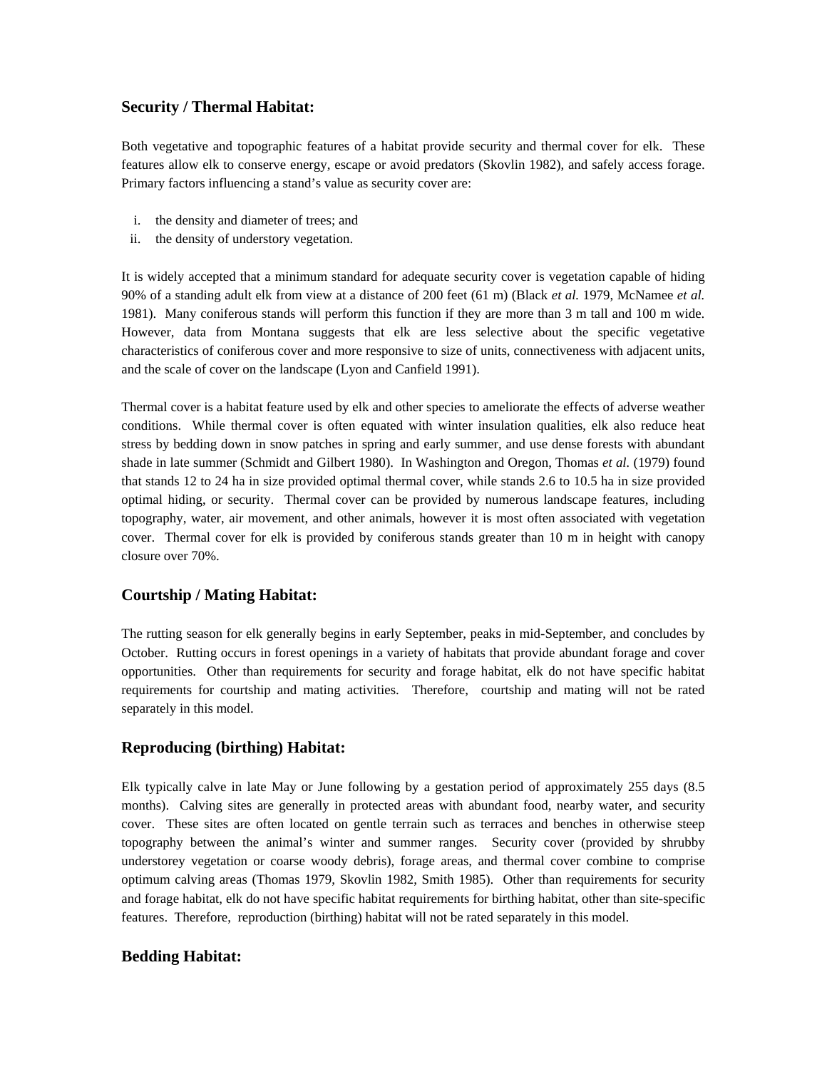## Security / Thermal Habitat:

Both vegetative and topographic features of a habitat provide security and thermal cover for elk. These features allow elk to conserve energy, escape or avoid predators (Skovlin 1982), and safely access forage. Primary factors influencing a stand's value as security cover are:

i. the density and diameter of trees; and
ii. the density of understory vegetation.

It is widely accepted that a minimum standard for adequate security cover is vegetation capable of hiding 90% of a standing adult elk from view at a distance of 200 feet (61 m) (Black *et al.* 1979, McNamee *et al.* 1981). Many coniferous stands will perform this function if they are more than 3 m tall and 100 m wide. However, data from Montana suggests that elk are less selective about the specific vegetative characteristics of coniferous cover and more responsive to size of units, connectiveness with adjacent units, and the scale of cover on the landscape (Lyon and Canfield 1991).

Thermal cover is a habitat feature used by elk and other species to ameliorate the effects of adverse weather conditions. While thermal cover is often equated with winter insulation qualities, elk also reduce heat stress by bedding down in snow patches in spring and early summer, and use dense forests with abundant shade in late summer (Schmidt and Gilbert 1980). In Washington and Oregon, Thomas *et al.* (1979) found that stands 12 to 24 ha in size provided optimal thermal cover, while stands 2.6 to 10.5 ha in size provided optimal hiding, or security. Thermal cover can be provided by numerous landscape features, including topography, water, air movement, and other animals, however it is most often associated with vegetation cover. Thermal cover for elk is provided by coniferous stands greater than 10 m in height with canopy closure over 70%.

## Courtship / Mating Habitat:

The rutting season for elk generally begins in early September, peaks in mid-September, and concludes by October. Rutting occurs in forest openings in a variety of habitats that provide abundant forage and cover opportunities. Other than requirements for security and forage habitat, elk do not have specific habitat requirements for courtship and mating activities. Therefore, courtship and mating will not be rated separately in this model.

## Reproducing (birthing) Habitat:

Elk typically calve in late May or June following by a gestation period of approximately 255 days (8.5 months). Calving sites are generally in protected areas with abundant food, nearby water, and security cover. These sites are often located on gentle terrain such as terraces and benches in otherwise steep topography between the animal's winter and summer ranges. Security cover (provided by shrubby understorey vegetation or coarse woody debris), forage areas, and thermal cover combine to comprise optimum calving areas (Thomas 1979, Skovlin 1982, Smith 1985). Other than requirements for security and forage habitat, elk do not have specific habitat requirements for birthing habitat, other than site-specific features. Therefore, reproduction (birthing) habitat will not be rated separately in this model.

## Bedding Habitat: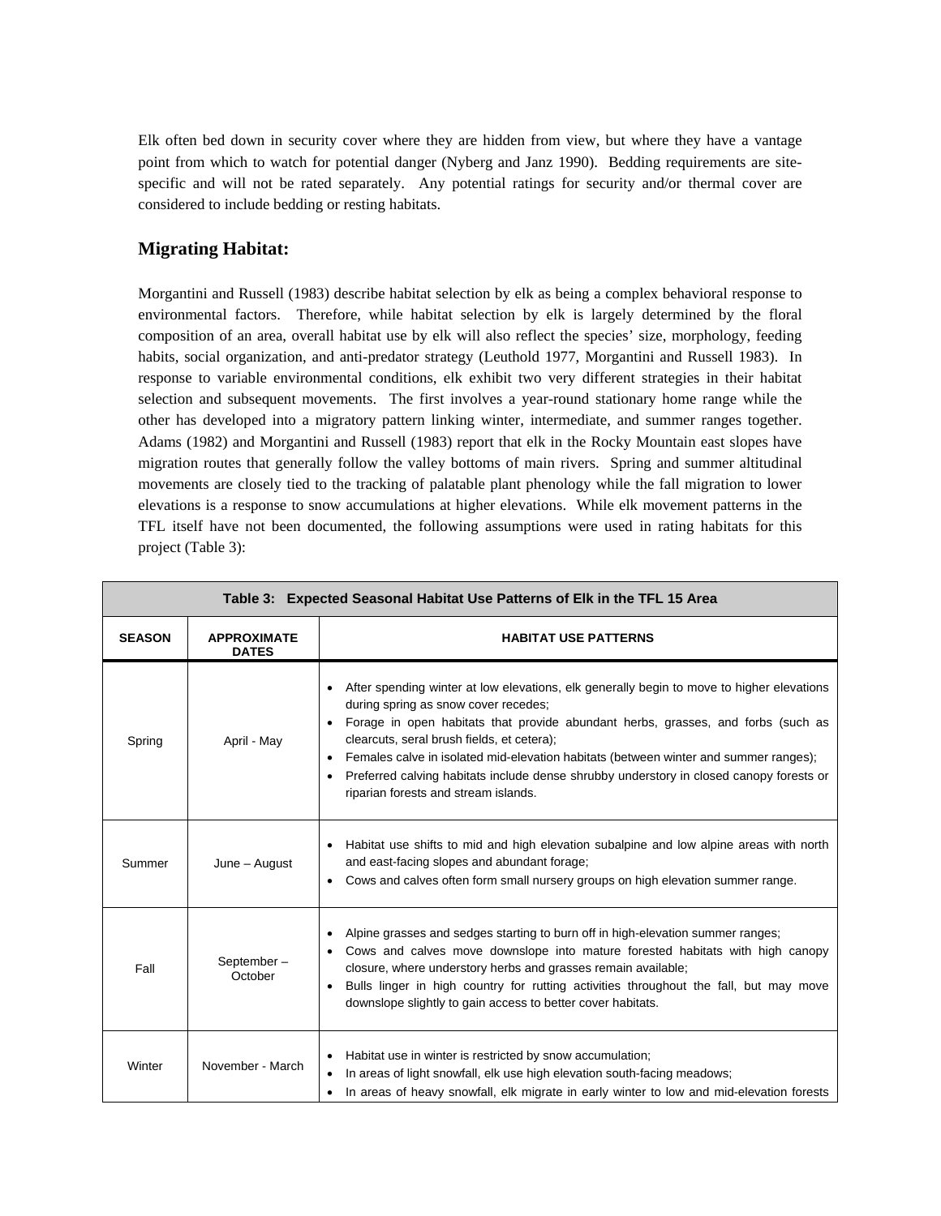Elk often bed down in security cover where they are hidden from view, but where they have a vantage point from which to watch for potential danger (Nyberg and Janz 1990). Bedding requirements are site-specific and will not be rated separately. Any potential ratings for security and/or thermal cover are considered to include bedding or resting habitats.

## Migrating Habitat:

Morgantini and Russell (1983) describe habitat selection by elk as being a complex behavioral response to environmental factors. Therefore, while habitat selection by elk is largely determined by the floral composition of an area, overall habitat use by elk will also reflect the species' size, morphology, feeding habits, social organization, and anti-predator strategy (Leuthold 1977, Morgantini and Russell 1983). In response to variable environmental conditions, elk exhibit two very different strategies in their habitat selection and subsequent movements. The first involves a year-round stationary home range while the other has developed into a migratory pattern linking winter, intermediate, and summer ranges together. Adams (1982) and Morgantini and Russell (1983) report that elk in the Rocky Mountain east slopes have migration routes that generally follow the valley bottoms of main rivers. Spring and summer altitudinal movements are closely tied to the tracking of palatable plant phenology while the fall migration to lower elevations is a response to snow accumulations at higher elevations. While elk movement patterns in the TFL itself have not been documented, the following assumptions were used in rating habitats for this project (Table 3):

**Table 3: Expected Seasonal Habitat Use Patterns of Elk in the TFL 15 Area**

| SEASON | APPROXIMATE DATES | HABITAT USE PATTERNS |
|---|---|---|
| Spring | April - May | • After spending winter at low elevations, elk generally begin to move to higher elevations during spring as snow cover recedes;<br>• Forage in open habitats that provide abundant herbs, grasses, and forbs (such as clearcuts, seral brush fields, et cetera);<br>• Females calve in isolated mid-elevation habitats (between winter and summer ranges);<br>• Preferred calving habitats include dense shrubby understory in closed canopy forests or riparian forests and stream islands. |
| Summer | June – August | • Habitat use shifts to mid and high elevation subalpine and low alpine areas with north and east-facing slopes and abundant forage;<br>• Cows and calves often form small nursery groups on high elevation summer range. |
| Fall | September – October | • Alpine grasses and sedges starting to burn off in high-elevation summer ranges;<br>• Cows and calves move downslope into mature forested habitats with high canopy closure, where understory herbs and grasses remain available;<br>• Bulls linger in high country for rutting activities throughout the fall, but may move downslope slightly to gain access to better cover habitats. |
| Winter | November - March | • Habitat use in winter is restricted by snow accumulation;<br>• In areas of light snowfall, elk use high elevation south-facing meadows;<br>• In areas of heavy snowfall, elk migrate in early winter to low and mid-elevation forests |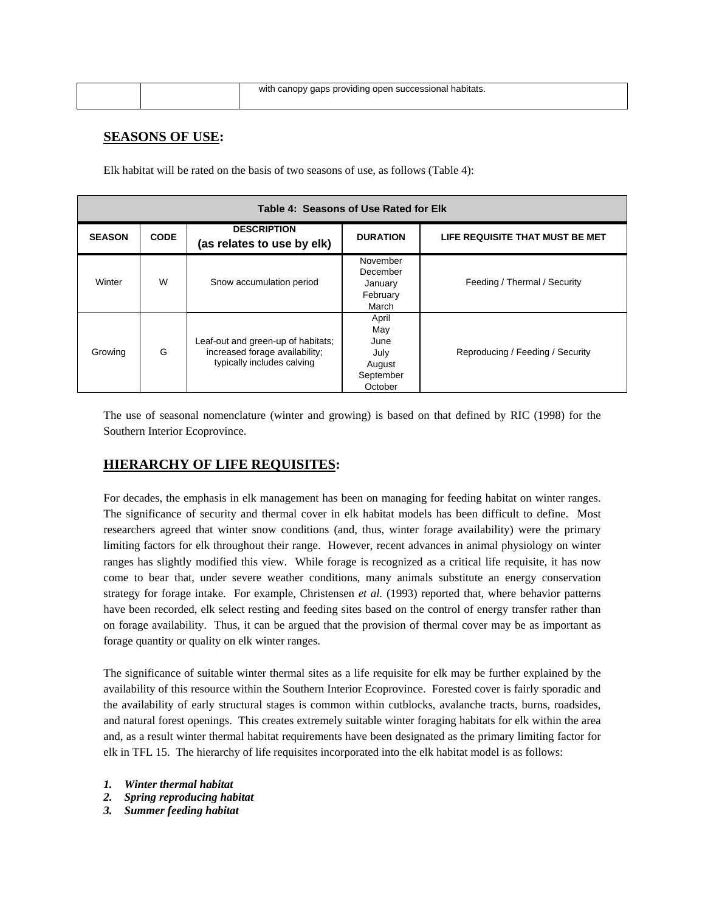| | | with canopy gaps providing open successional habitats. |
|---|---|---|

## SEASONS OF USE:

Elk habitat will be rated on the basis of two seasons of use, as follows (Table 4):

**Table 4: Seasons of Use Rated for Elk**

| SEASON | CODE | DESCRIPTION (as relates to use by elk) | DURATION | LIFE REQUISITE THAT MUST BE MET |
|---|---|---|---|---|
| Winter | W | Snow accumulation period | November December January February March | Feeding / Thermal / Security |
| Growing | G | Leaf-out and green-up of habitats; increased forage availability; typically includes calving | April May June July August September October | Reproducing / Feeding / Security |

The use of seasonal nomenclature (winter and growing) is based on that defined by RIC (1998) for the Southern Interior Ecoprovince.

## HIERARCHY OF LIFE REQUISITES:

For decades, the emphasis in elk management has been on managing for feeding habitat on winter ranges. The significance of security and thermal cover in elk habitat models has been difficult to define. Most researchers agreed that winter snow conditions (and, thus, winter forage availability) were the primary limiting factors for elk throughout their range. However, recent advances in animal physiology on winter ranges has slightly modified this view. While forage is recognized as a critical life requisite, it has now come to bear that, under severe weather conditions, many animals substitute an energy conservation strategy for forage intake. For example, Christensen *et al.* (1993) reported that, where behavior patterns have been recorded, elk select resting and feeding sites based on the control of energy transfer rather than on forage availability. Thus, it can be argued that the provision of thermal cover may be as important as forage quantity or quality on elk winter ranges.

The significance of suitable winter thermal sites as a life requisite for elk may be further explained by the availability of this resource within the Southern Interior Ecoprovince. Forested cover is fairly sporadic and the availability of early structural stages is common within cutblocks, avalanche tracts, burns, roadsides, and natural forest openings. This creates extremely suitable winter foraging habitats for elk within the area and, as a result winter thermal habitat requirements have been designated as the primary limiting factor for elk in TFL 15. The hierarchy of life requisites incorporated into the elk habitat model is as follows:

1. ***Winter thermal habitat***
2. ***Spring reproducing habitat***
3. ***Summer feeding habitat***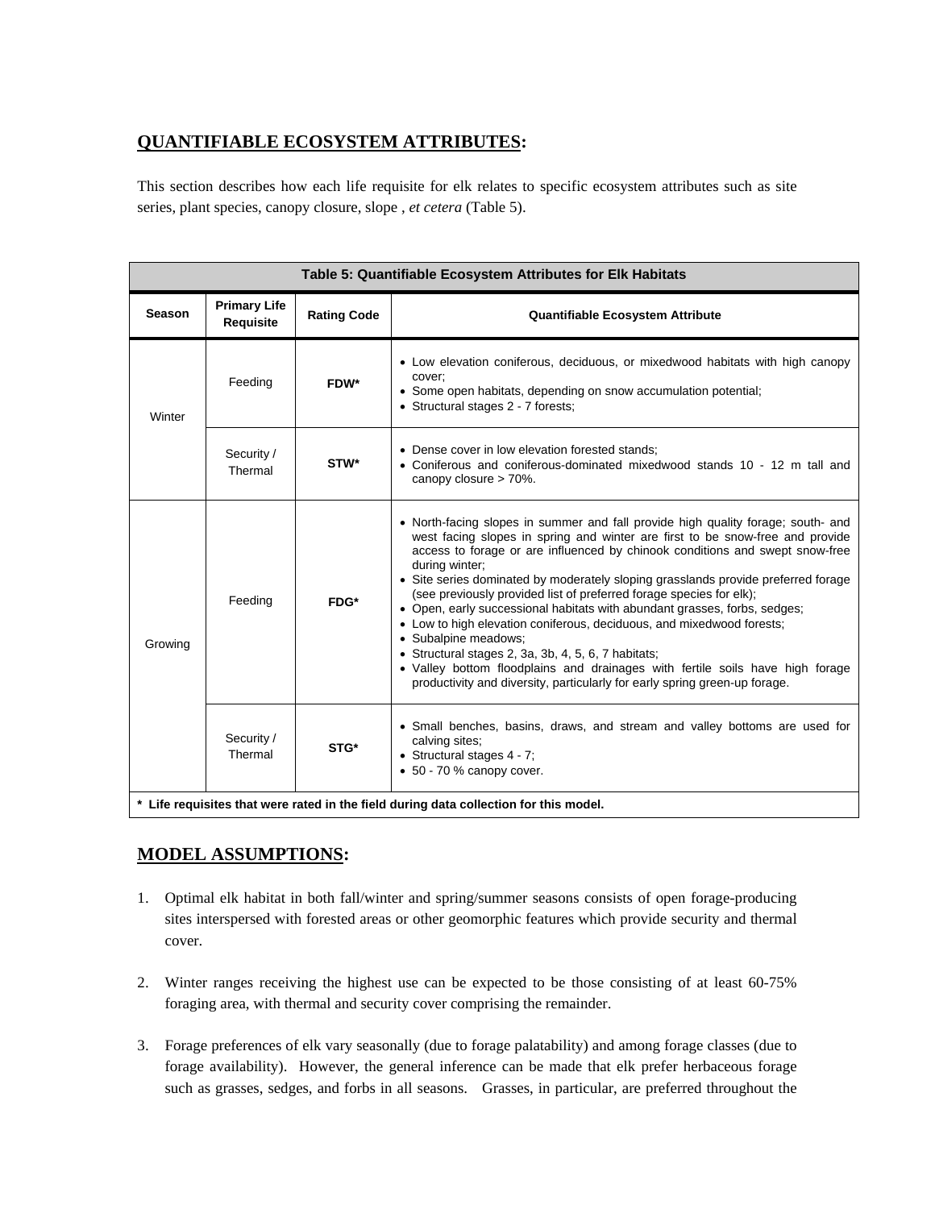## QUANTIFIABLE ECOSYSTEM ATTRIBUTES:

This section describes how each life requisite for elk relates to specific ecosystem attributes such as site series, plant species, canopy closure, slope , *et cetera* (Table 5).

**Table 5: Quantifiable Ecosystem Attributes for Elk Habitats**

| Season | Primary Life Requisite | Rating Code | Quantifiable Ecosystem Attribute |
|---|---|---|---|
| Winter | Feeding | **FDW*** | • Low elevation coniferous, deciduous, or mixedwood habitats with high canopy cover;<br>• Some open habitats, depending on snow accumulation potential;<br>• Structural stages 2 - 7 forests; |
| | Security / Thermal | **STW*** | • Dense cover in low elevation forested stands;<br>• Coniferous and coniferous-dominated mixedwood stands 10 - 12 m tall and canopy closure > 70%. |
| Growing | Feeding | **FDG*** | • North-facing slopes in summer and fall provide high quality forage; south- and west facing slopes in spring and winter are first to be snow-free and provide access to forage or are influenced by chinook conditions and swept snow-free during winter;<br>• Site series dominated by moderately sloping grasslands provide preferred forage (see previously provided list of preferred forage species for elk);<br>• Open, early successional habitats with abundant grasses, forbs, sedges;<br>• Low to high elevation coniferous, deciduous, and mixedwood forests;<br>• Subalpine meadows;<br>• Structural stages 2, 3a, 3b, 4, 5, 6, 7 habitats;<br>• Valley bottom floodplains and drainages with fertile soils have high forage productivity and diversity, particularly for early spring green-up forage. |
| | Security / Thermal | **STG*** | • Small benches, basins, draws, and stream and valley bottoms are used for calving sites;<br>• Structural stages 4 - 7;<br>• 50 - 70 % canopy cover. |

**\* Life requisites that were rated in the field during data collection for this model.**

## MODEL ASSUMPTIONS:

1. Optimal elk habitat in both fall/winter and spring/summer seasons consists of open forage-producing sites interspersed with forested areas or other geomorphic features which provide security and thermal cover.

2. Winter ranges receiving the highest use can be expected to be those consisting of at least 60-75% foraging area, with thermal and security cover comprising the remainder.

3. Forage preferences of elk vary seasonally (due to forage palatability) and among forage classes (due to forage availability). However, the general inference can be made that elk prefer herbaceous forage such as grasses, sedges, and forbs in all seasons. Grasses, in particular, are preferred throughout the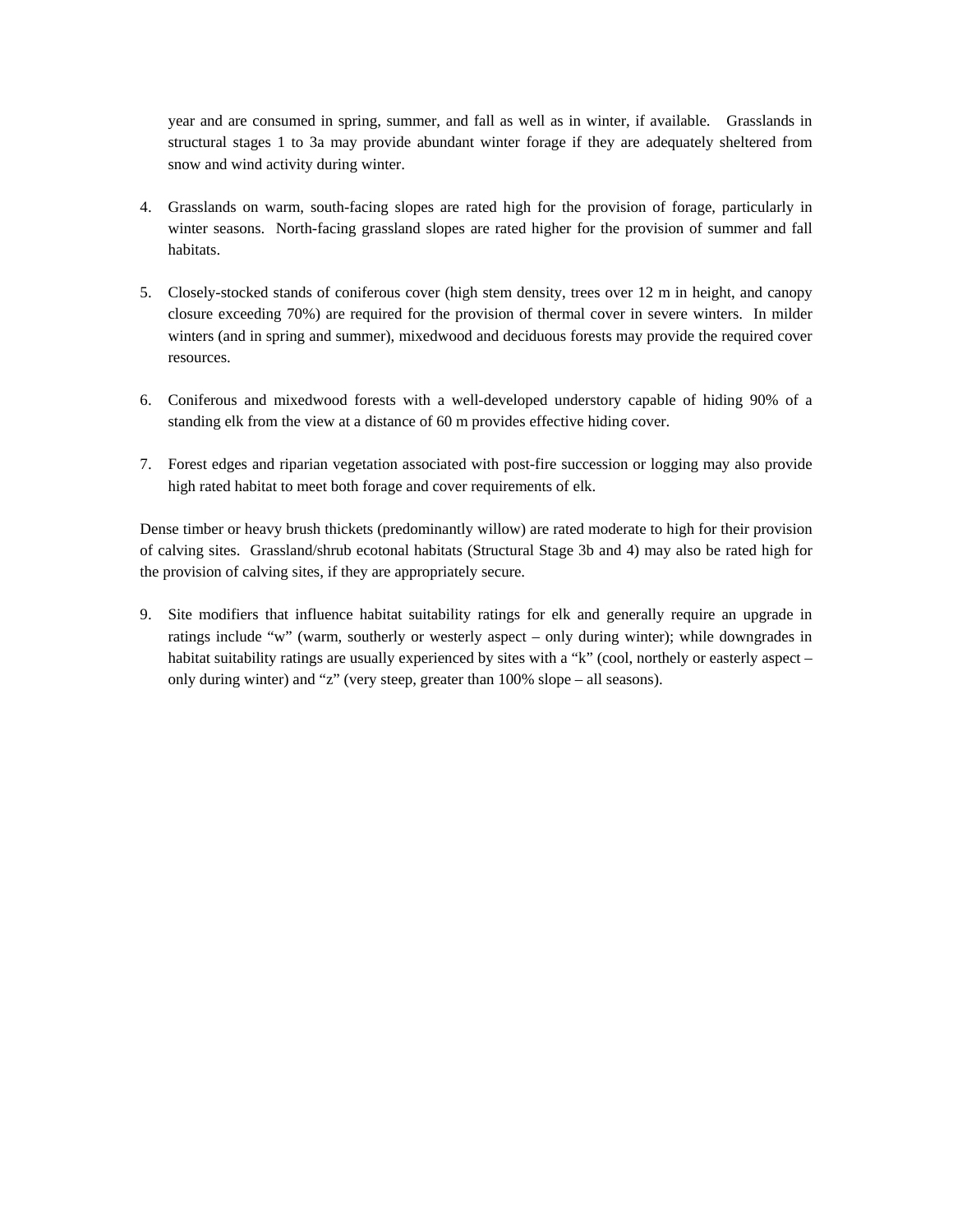year and are consumed in spring, summer, and fall as well as in winter, if available. Grasslands in structural stages 1 to 3a may provide abundant winter forage if they are adequately sheltered from snow and wind activity during winter.

4. Grasslands on warm, south-facing slopes are rated high for the provision of forage, particularly in winter seasons. North-facing grassland slopes are rated higher for the provision of summer and fall habitats.

5. Closely-stocked stands of coniferous cover (high stem density, trees over 12 m in height, and canopy closure exceeding 70%) are required for the provision of thermal cover in severe winters. In milder winters (and in spring and summer), mixedwood and deciduous forests may provide the required cover resources.

6. Coniferous and mixedwood forests with a well-developed understory capable of hiding 90% of a standing elk from the view at a distance of 60 m provides effective hiding cover.

7. Forest edges and riparian vegetation associated with post-fire succession or logging may also provide high rated habitat to meet both forage and cover requirements of elk.

Dense timber or heavy brush thickets (predominantly willow) are rated moderate to high for their provision of calving sites. Grassland/shrub ecotonal habitats (Structural Stage 3b and 4) may also be rated high for the provision of calving sites, if they are appropriately secure.

9. Site modifiers that influence habitat suitability ratings for elk and generally require an upgrade in ratings include "w" (warm, southerly or westerly aspect – only during winter); while downgrades in habitat suitability ratings are usually experienced by sites with a "k" (cool, northely or easterly aspect – only during winter) and "z" (very steep, greater than 100% slope – all seasons).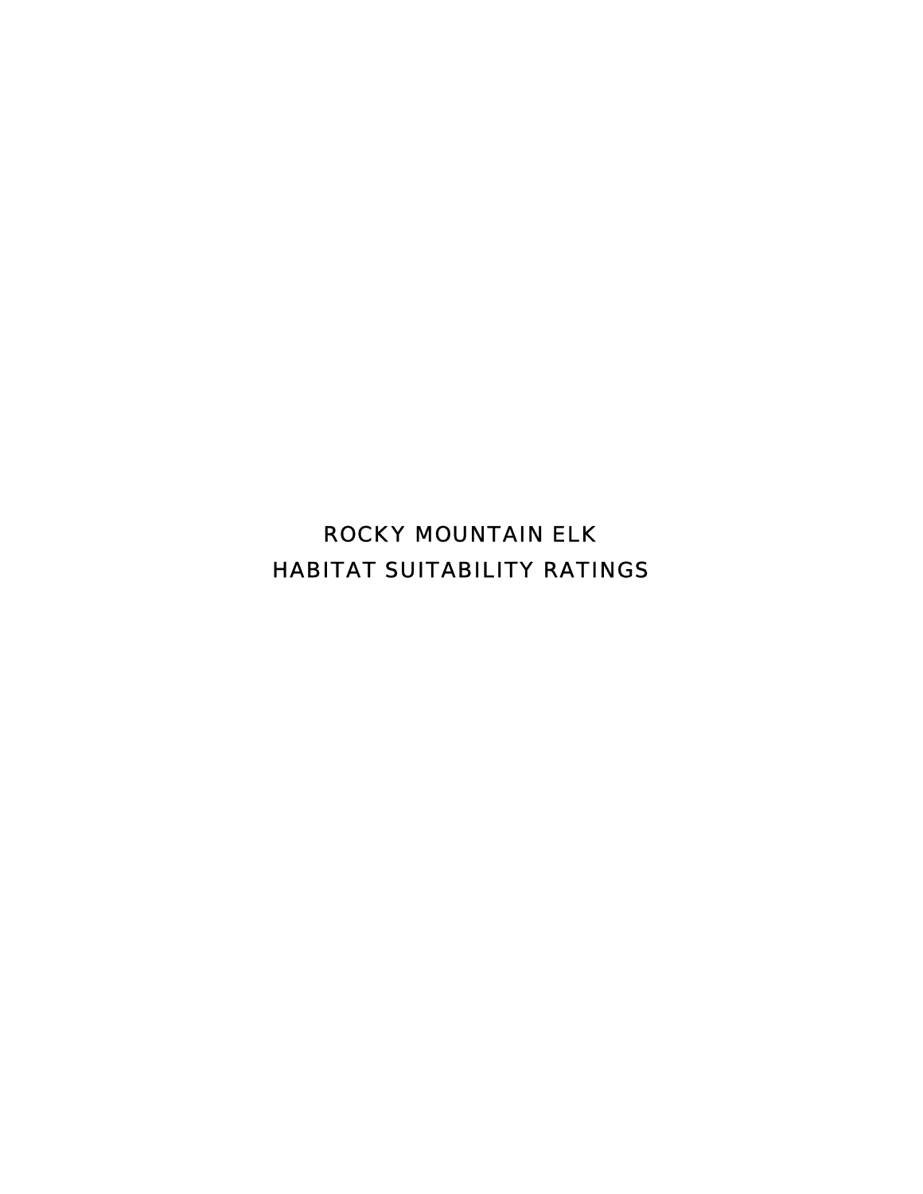# ROCKY MOUNTAIN ELK
# HABITAT SUITABILITY RATINGS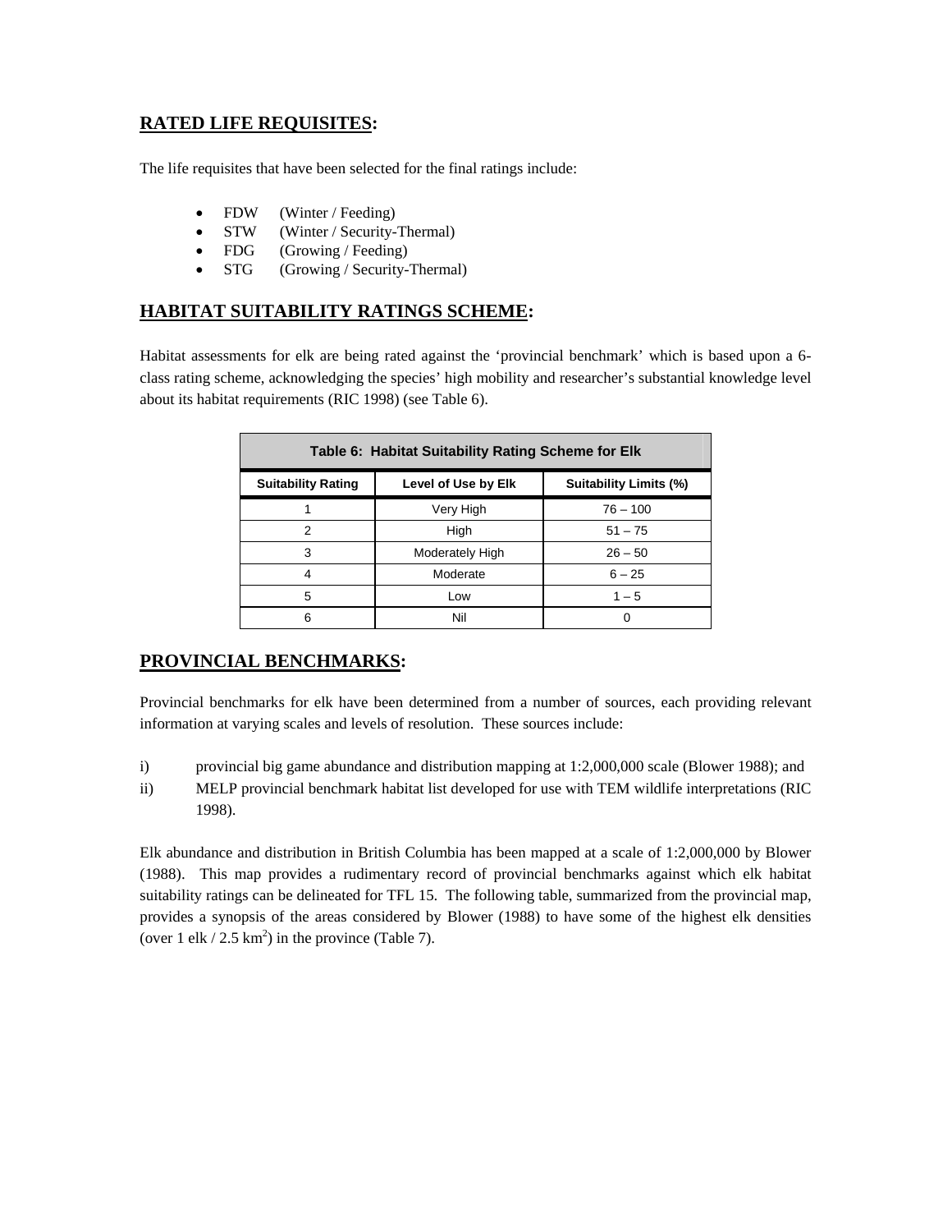## RATED LIFE REQUISITES:

The life requisites that have been selected for the final ratings include:

- FDW (Winter / Feeding)
- STW (Winter / Security-Thermal)
- FDG (Growing / Feeding)
- STG (Growing / Security-Thermal)

## HABITAT SUITABILITY RATINGS SCHEME:

Habitat assessments for elk are being rated against the 'provincial benchmark' which is based upon a 6-class rating scheme, acknowledging the species' high mobility and researcher's substantial knowledge level about its habitat requirements (RIC 1998) (see Table 6).

**Table 6: Habitat Suitability Rating Scheme for Elk**

| Suitability Rating | Level of Use by Elk | Suitability Limits (%) |
|---|---|---|
| 1 | Very High | 76 – 100 |
| 2 | High | 51 – 75 |
| 3 | Moderately High | 26 – 50 |
| 4 | Moderate | 6 – 25 |
| 5 | Low | 1 – 5 |
| 6 | Nil | 0 |

## PROVINCIAL BENCHMARKS:

Provincial benchmarks for elk have been determined from a number of sources, each providing relevant information at varying scales and levels of resolution. These sources include:

i) provincial big game abundance and distribution mapping at 1:2,000,000 scale (Blower 1988); and

ii) MELP provincial benchmark habitat list developed for use with TEM wildlife interpretations (RIC 1998).

Elk abundance and distribution in British Columbia has been mapped at a scale of 1:2,000,000 by Blower (1988). This map provides a rudimentary record of provincial benchmarks against which elk habitat suitability ratings can be delineated for TFL 15. The following table, summarized from the provincial map, provides a synopsis of the areas considered by Blower (1988) to have some of the highest elk densities (over 1 elk / 2.5 $km^2$) in the province (Table 7).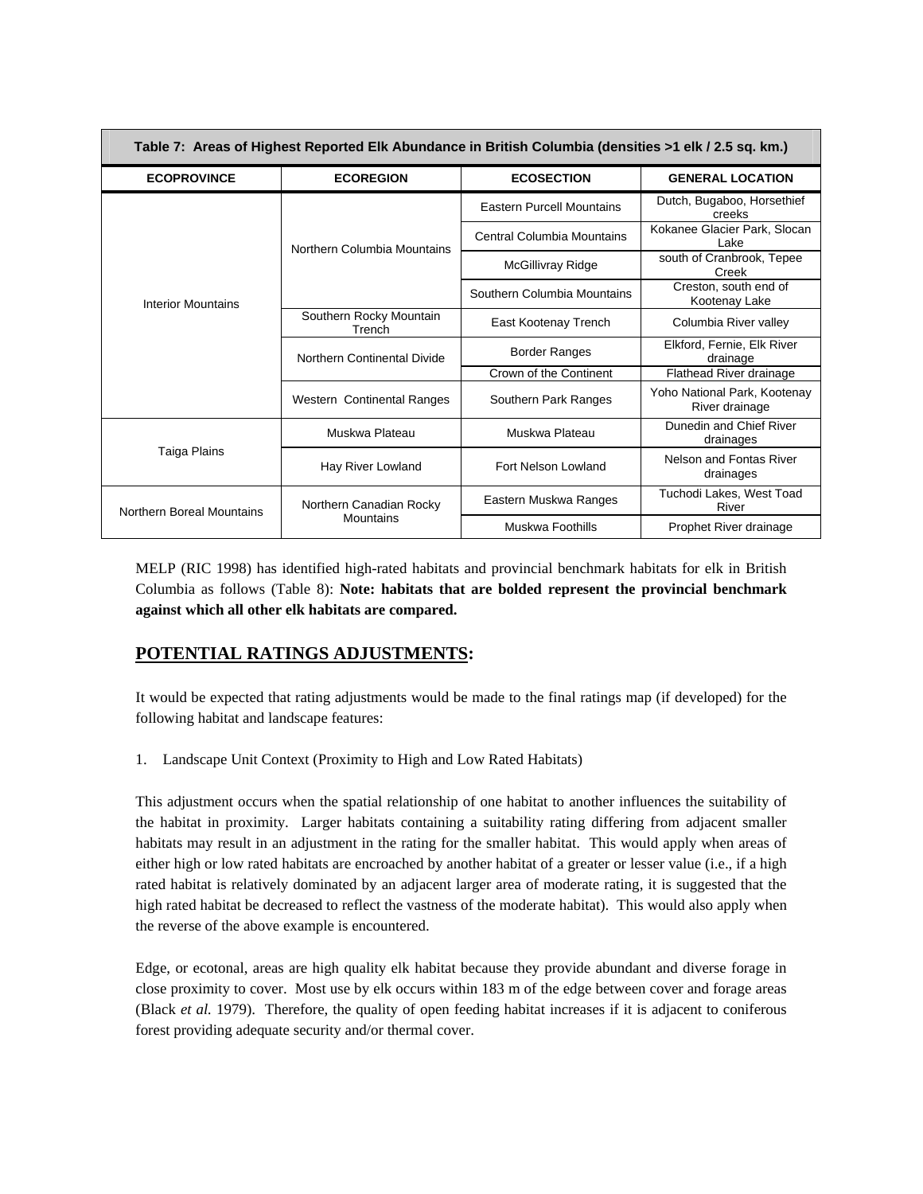**Table 7: Areas of Highest Reported Elk Abundance in British Columbia (densities >1 elk / 2.5 sq. km.)**

| ECOPROVINCE | ECOREGION | ECOSECTION | GENERAL LOCATION |
|---|---|---|---|
| Interior Mountains | Northern Columbia Mountains | Eastern Purcell Mountains | Dutch, Bugaboo, Horsethief creeks |
| | | Central Columbia Mountains | Kokanee Glacier Park, Slocan Lake |
| | | McGillivray Ridge | south of Cranbrook, Tepee Creek |
| | | Southern Columbia Mountains | Creston, south end of Kootenay Lake |
| | Southern Rocky Mountain Trench | East Kootenay Trench | Columbia River valley |
| | Northern Continental Divide | Border Ranges | Elkford, Fernie, Elk River drainage |
| | | Crown of the Continent | Flathead River drainage |
| | Western Continental Ranges | Southern Park Ranges | Yoho National Park, Kootenay River drainage |
| Taiga Plains | Muskwa Plateau | Muskwa Plateau | Dunedin and Chief River drainages |
| | Hay River Lowland | Fort Nelson Lowland | Nelson and Fontas River drainages |
| Northern Boreal Mountains | Northern Canadian Rocky Mountains | Eastern Muskwa Ranges | Tuchodi Lakes, West Toad River |
| | | Muskwa Foothills | Prophet River drainage |

MELP (RIC 1998) has identified high-rated habitats and provincial benchmark habitats for elk in British Columbia as follows (Table 8): **Note: habitats that are bolded represent the provincial benchmark against which all other elk habitats are compared.**

## POTENTIAL RATINGS ADJUSTMENTS:

It would be expected that rating adjustments would be made to the final ratings map (if developed) for the following habitat and landscape features:

1. Landscape Unit Context (Proximity to High and Low Rated Habitats)

This adjustment occurs when the spatial relationship of one habitat to another influences the suitability of the habitat in proximity. Larger habitats containing a suitability rating differing from adjacent smaller habitats may result in an adjustment in the rating for the smaller habitat. This would apply when areas of either high or low rated habitats are encroached by another habitat of a greater or lesser value (i.e., if a high rated habitat is relatively dominated by an adjacent larger area of moderate rating, it is suggested that the high rated habitat be decreased to reflect the vastness of the moderate habitat). This would also apply when the reverse of the above example is encountered.

Edge, or ecotonal, areas are high quality elk habitat because they provide abundant and diverse forage in close proximity to cover. Most use by elk occurs within 183 m of the edge between cover and forage areas (Black *et al.* 1979). Therefore, the quality of open feeding habitat increases if it is adjacent to coniferous forest providing adequate security and/or thermal cover.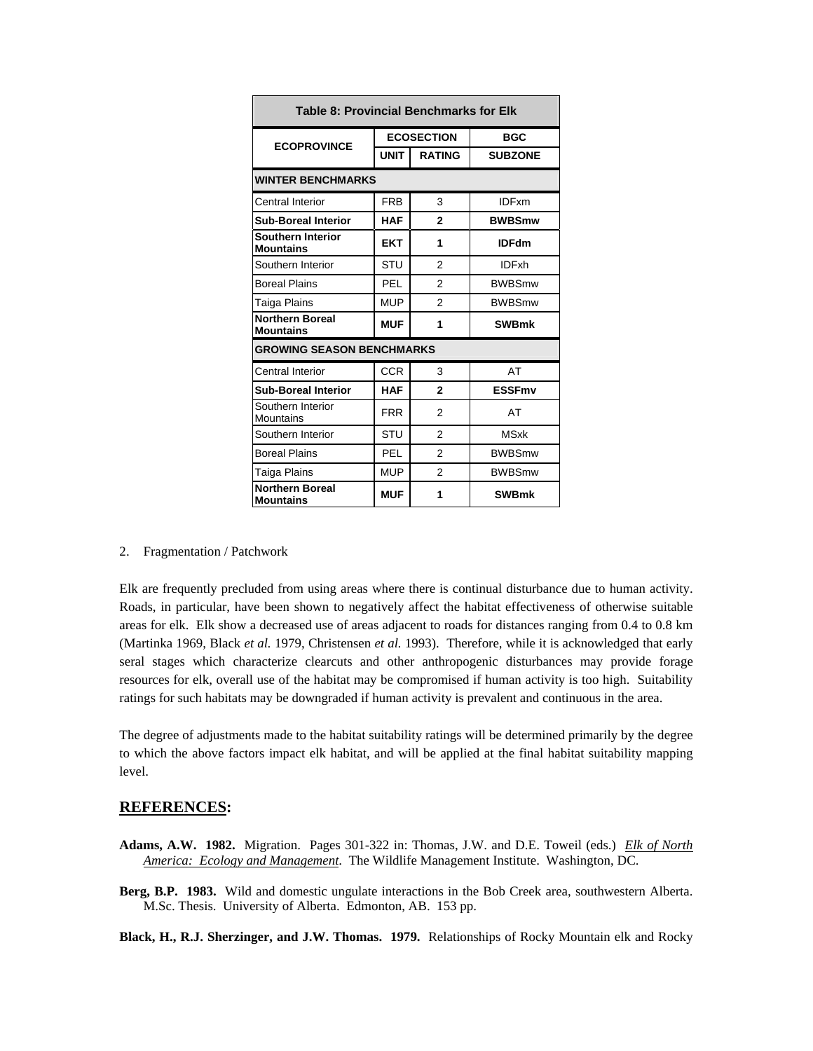| Table 8: Provincial Benchmarks for Elk | | | |
|---|---|---|---|
| **ECOPROVINCE** | **ECOSECTION** | | **BGC** |
| | **UNIT** | **RATING** | **SUBZONE** |
| **WINTER BENCHMARKS** | | | |
| Central Interior | FRB | 3 | IDFxm |
| **Sub-Boreal Interior** | **HAF** | **2** | **BWBSmw** |
| **Southern Interior Mountains** | **EKT** | **1** | **IDFdm** |
| Southern Interior | STU | 2 | IDFxh |
| Boreal Plains | PEL | 2 | BWBSmw |
| Taiga Plains | MUP | 2 | BWBSmw |
| **Northern Boreal Mountains** | **MUF** | **1** | **SWBmk** |
| **GROWING SEASON BENCHMARKS** | | | |
| Central Interior | CCR | 3 | AT |
| **Sub-Boreal Interior** | **HAF** | **2** | **ESSFmv** |
| Southern Interior Mountains | FRR | 2 | AT |
| Southern Interior | STU | 2 | MSxk |
| Boreal Plains | PEL | 2 | BWBSmw |
| Taiga Plains | MUP | 2 | BWBSmw |
| **Northern Boreal Mountains** | **MUF** | **1** | **SWBmk** |

2. Fragmentation / Patchwork

Elk are frequently precluded from using areas where there is continual disturbance due to human activity. Roads, in particular, have been shown to negatively affect the habitat effectiveness of otherwise suitable areas for elk. Elk show a decreased use of areas adjacent to roads for distances ranging from 0.4 to 0.8 km (Martinka 1969, Black *et al.* 1979, Christensen *et al.* 1993). Therefore, while it is acknowledged that early seral stages which characterize clearcuts and other anthropogenic disturbances may provide forage resources for elk, overall use of the habitat may be compromised if human activity is too high. Suitability ratings for such habitats may be downgraded if human activity is prevalent and continuous in the area.

The degree of adjustments made to the habitat suitability ratings will be determined primarily by the degree to which the above factors impact elk habitat, and will be applied at the final habitat suitability mapping level.

## REFERENCES:

**Adams, A.W. 1982.** Migration. Pages 301-322 in: Thomas, J.W. and D.E. Toweil (eds.) *Elk of North America: Ecology and Management*. The Wildlife Management Institute. Washington, DC.

**Berg, B.P. 1983.** Wild and domestic ungulate interactions in the Bob Creek area, southwestern Alberta. M.Sc. Thesis. University of Alberta. Edmonton, AB. 153 pp.

**Black, H., R.J. Sherzinger, and J.W. Thomas. 1979.** Relationships of Rocky Mountain elk and Rocky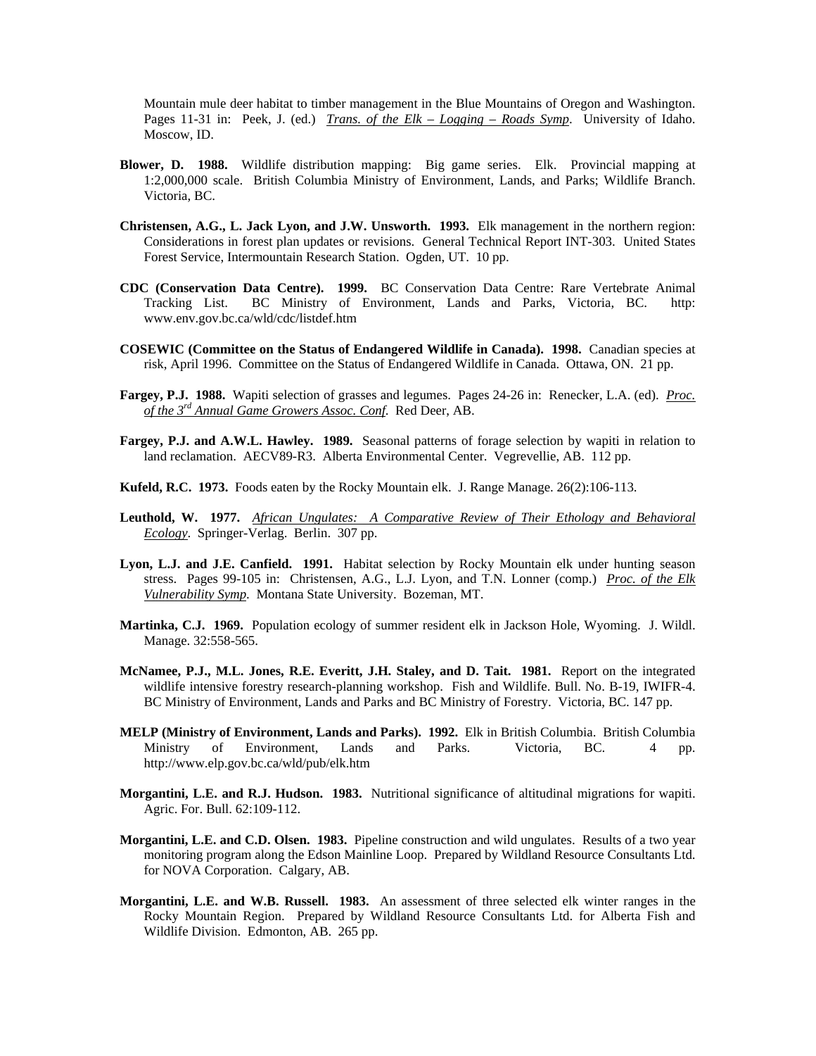Mountain mule deer habitat to timber management in the Blue Mountains of Oregon and Washington. Pages 11-31 in: Peek, J. (ed.) *Trans. of the Elk – Logging – Roads Symp*. University of Idaho. Moscow, ID.

**Blower, D. 1988.** Wildlife distribution mapping: Big game series. Elk. Provincial mapping at 1:2,000,000 scale. British Columbia Ministry of Environment, Lands, and Parks; Wildlife Branch. Victoria, BC.

**Christensen, A.G., L. Jack Lyon, and J.W. Unsworth. 1993.** Elk management in the northern region: Considerations in forest plan updates or revisions. General Technical Report INT-303. United States Forest Service, Intermountain Research Station. Ogden, UT. 10 pp.

**CDC (Conservation Data Centre). 1999.** BC Conservation Data Centre: Rare Vertebrate Animal Tracking List. BC Ministry of Environment, Lands and Parks, Victoria, BC. http: www.env.gov.bc.ca/wld/cdc/listdef.htm

**COSEWIC (Committee on the Status of Endangered Wildlife in Canada). 1998.** Canadian species at risk, April 1996. Committee on the Status of Endangered Wildlife in Canada. Ottawa, ON. 21 pp.

**Fargey, P.J. 1988.** Wapiti selection of grasses and legumes. Pages 24-26 in: Renecker, L.A. (ed). *Proc. of the 3rd Annual Game Growers Assoc. Conf.* Red Deer, AB.

**Fargey, P.J. and A.W.L. Hawley. 1989.** Seasonal patterns of forage selection by wapiti in relation to land reclamation. AECV89-R3. Alberta Environmental Center. Vegrevellie, AB. 112 pp.

**Kufeld, R.C. 1973.** Foods eaten by the Rocky Mountain elk. J. Range Manage. 26(2):106-113.

**Leuthold, W. 1977.** *African Ungulates: A Comparative Review of Their Ethology and Behavioral Ecology*. Springer-Verlag. Berlin. 307 pp.

**Lyon, L.J. and J.E. Canfield. 1991.** Habitat selection by Rocky Mountain elk under hunting season stress. Pages 99-105 in: Christensen, A.G., L.J. Lyon, and T.N. Lonner (comp.) *Proc. of the Elk Vulnerability Symp.* Montana State University. Bozeman, MT.

**Martinka, C.J. 1969.** Population ecology of summer resident elk in Jackson Hole, Wyoming. J. Wildl. Manage. 32:558-565.

**McNamee, P.J., M.L. Jones, R.E. Everitt, J.H. Staley, and D. Tait. 1981.** Report on the integrated wildlife intensive forestry research-planning workshop. Fish and Wildlife. Bull. No. B-19, IWIFR-4. BC Ministry of Environment, Lands and Parks and BC Ministry of Forestry. Victoria, BC. 147 pp.

**MELP (Ministry of Environment, Lands and Parks). 1992.** Elk in British Columbia. British Columbia Ministry of Environment, Lands and Parks. Victoria, BC. 4 pp. http://www.elp.gov.bc.ca/wld/pub/elk.htm

**Morgantini, L.E. and R.J. Hudson. 1983.** Nutritional significance of altitudinal migrations for wapiti. Agric. For. Bull. 62:109-112.

**Morgantini, L.E. and C.D. Olsen. 1983.** Pipeline construction and wild ungulates. Results of a two year monitoring program along the Edson Mainline Loop. Prepared by Wildland Resource Consultants Ltd. for NOVA Corporation. Calgary, AB.

**Morgantini, L.E. and W.B. Russell. 1983.** An assessment of three selected elk winter ranges in the Rocky Mountain Region. Prepared by Wildland Resource Consultants Ltd. for Alberta Fish and Wildlife Division. Edmonton, AB. 265 pp.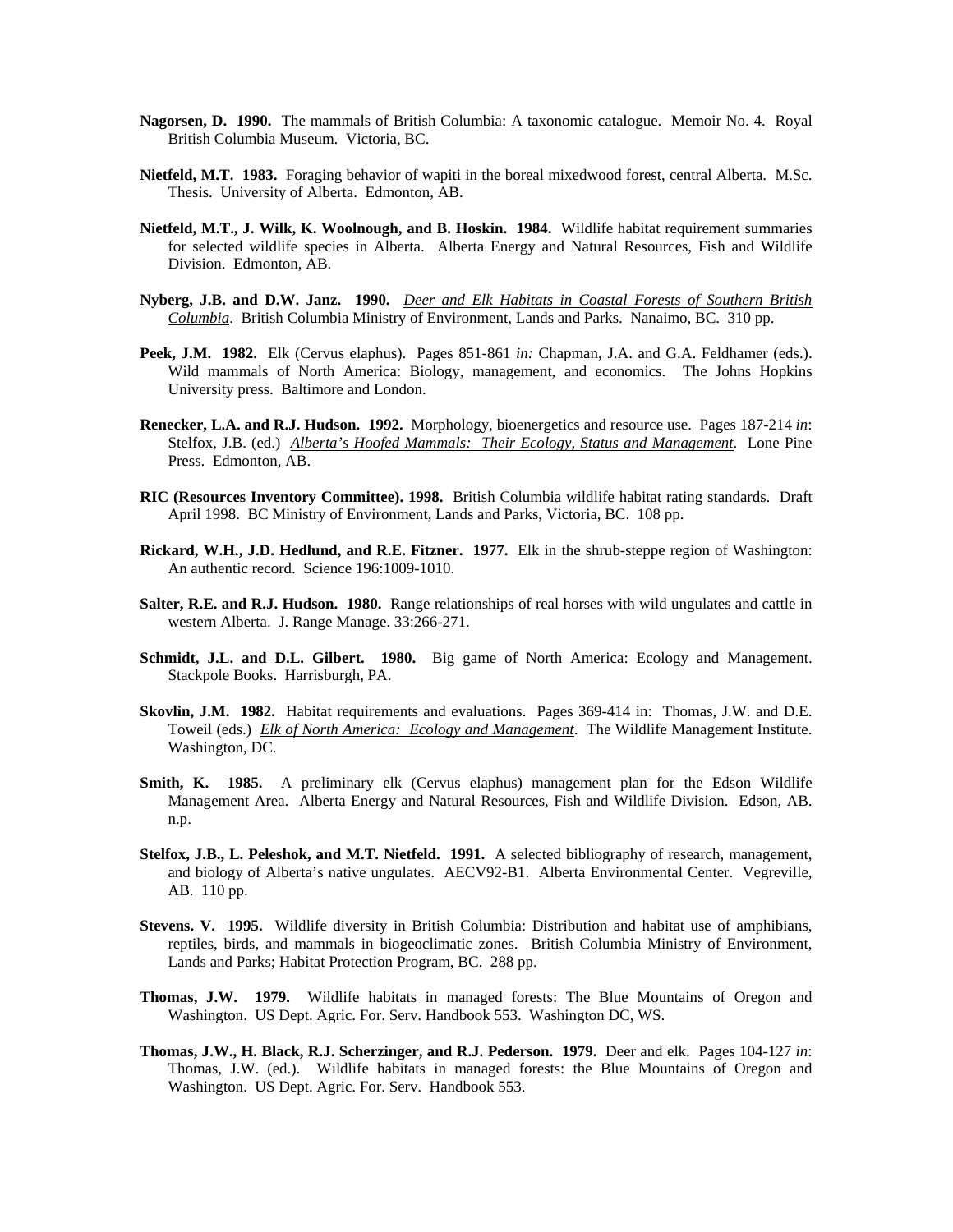**Nagorsen, D. 1990.** The mammals of British Columbia: A taxonomic catalogue. Memoir No. 4. Royal British Columbia Museum. Victoria, BC.

**Nietfeld, M.T. 1983.** Foraging behavior of wapiti in the boreal mixedwood forest, central Alberta. M.Sc. Thesis. University of Alberta. Edmonton, AB.

**Nietfeld, M.T., J. Wilk, K. Woolnough, and B. Hoskin. 1984.** Wildlife habitat requirement summaries for selected wildlife species in Alberta. Alberta Energy and Natural Resources, Fish and Wildlife Division. Edmonton, AB.

**Nyberg, J.B. and D.W. Janz. 1990.** *Deer and Elk Habitats in Coastal Forests of Southern British Columbia*. British Columbia Ministry of Environment, Lands and Parks. Nanaimo, BC. 310 pp.

**Peek, J.M. 1982.** Elk (Cervus elaphus). Pages 851-861 *in:* Chapman, J.A. and G.A. Feldhamer (eds.). Wild mammals of North America: Biology, management, and economics. The Johns Hopkins University press. Baltimore and London.

**Renecker, L.A. and R.J. Hudson. 1992.** Morphology, bioenergetics and resource use. Pages 187-214 *in*: Stelfox, J.B. (ed.) *Alberta's Hoofed Mammals: Their Ecology, Status and Management*. Lone Pine Press. Edmonton, AB.

**RIC (Resources Inventory Committee). 1998.** British Columbia wildlife habitat rating standards. Draft April 1998. BC Ministry of Environment, Lands and Parks, Victoria, BC. 108 pp.

**Rickard, W.H., J.D. Hedlund, and R.E. Fitzner. 1977.** Elk in the shrub-steppe region of Washington: An authentic record. Science 196:1009-1010.

**Salter, R.E. and R.J. Hudson. 1980.** Range relationships of real horses with wild ungulates and cattle in western Alberta. J. Range Manage. 33:266-271.

**Schmidt, J.L. and D.L. Gilbert. 1980.** Big game of North America: Ecology and Management. Stackpole Books. Harrisburgh, PA.

**Skovlin, J.M. 1982.** Habitat requirements and evaluations. Pages 369-414 in: Thomas, J.W. and D.E. Toweil (eds.) *Elk of North America: Ecology and Management*. The Wildlife Management Institute. Washington, DC.

**Smith, K. 1985.** A preliminary elk (Cervus elaphus) management plan for the Edson Wildlife Management Area. Alberta Energy and Natural Resources, Fish and Wildlife Division. Edson, AB. n.p.

**Stelfox, J.B., L. Peleshok, and M.T. Nietfeld. 1991.** A selected bibliography of research, management, and biology of Alberta's native ungulates. AECV92-B1. Alberta Environmental Center. Vegreville, AB. 110 pp.

**Stevens. V. 1995.** Wildlife diversity in British Columbia: Distribution and habitat use of amphibians, reptiles, birds, and mammals in biogeoclimatic zones. British Columbia Ministry of Environment, Lands and Parks; Habitat Protection Program, BC. 288 pp.

**Thomas, J.W. 1979.** Wildlife habitats in managed forests: The Blue Mountains of Oregon and Washington. US Dept. Agric. For. Serv. Handbook 553. Washington DC, WS.

**Thomas, J.W., H. Black, R.J. Scherzinger, and R.J. Pederson. 1979.** Deer and elk. Pages 104-127 *in*: Thomas, J.W. (ed.). Wildlife habitats in managed forests: the Blue Mountains of Oregon and Washington. US Dept. Agric. For. Serv. Handbook 553.